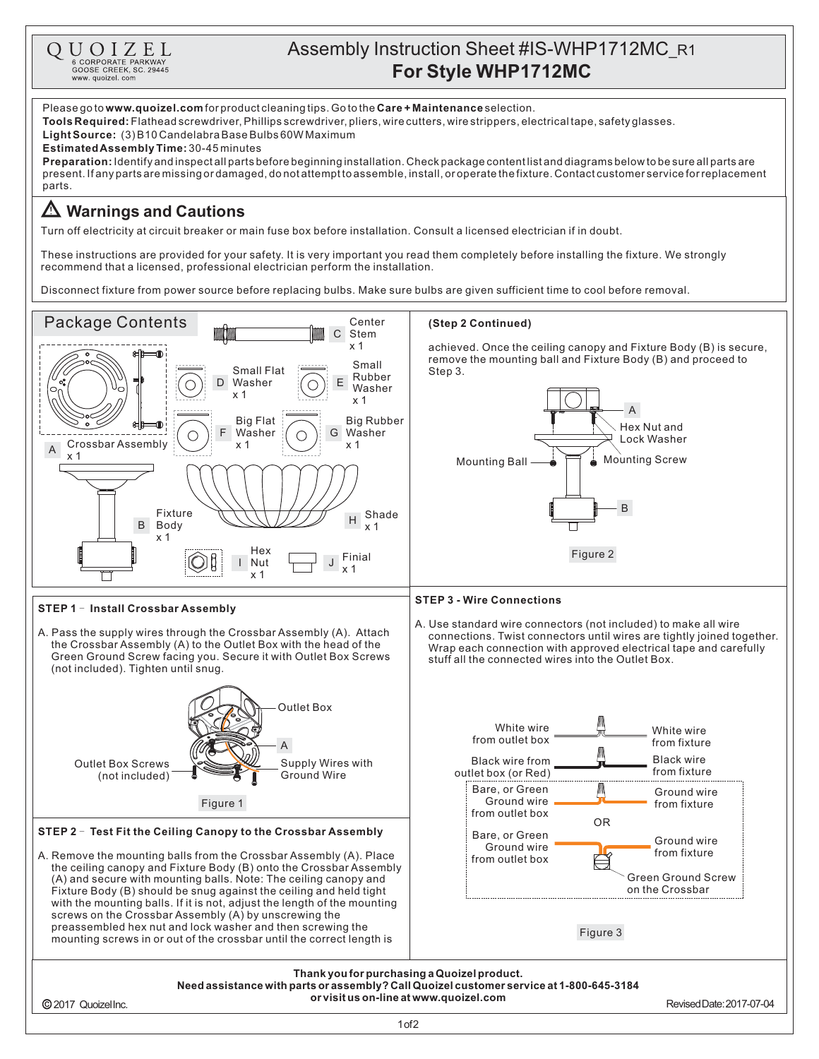QUOIZEL
6 CORPORATE PARKWAY
GOOSE CREEK, SC. 29445
www.quoizel.com

# Assembly Instruction Sheet #IS-WHP1712MC_R1
## For Style WHP1712MC

Please go to **www.quoizel.com** for product cleaning tips. Go to the **Care + Maintenance** selection.
**Tools Required:** Flathead screwdriver, Phillips screwdriver, pliers, wire cutters, wire strippers, electrical tape, safety glasses.
**Light Source:** (3) B10 Candelabra Base Bulbs 60W Maximum
**Estimated Assembly Time:** 30-45 minutes
**Preparation:** Identify and inspect all parts before beginning installation. Check package content list and diagrams below to be sure all parts are present. If any parts are missing or damaged, do not attempt to assemble, install, or operate the fixture. Contact customer service for replacement parts.

## ⚠ Warnings and Cautions

Turn off electricity at circuit breaker or main fuse box before installation. Consult a licensed electrician if in doubt.

These instructions are provided for your safety. It is very important you read them completely before installing the fixture. We strongly recommend that a licensed, professional electrician perform the installation.

Disconnect fixture from power source before replacing bulbs. Make sure bulbs are given sufficient time to cool before removal.

## Package Contents

- A Crossbar Assembly x 1
- B Fixture Body x 1
- C Center Stem x 1
- D Small Flat Washer x 1
- E Small Rubber Washer x 1
- F Big Flat Washer x 1
- G Big Rubber Washer x 1
- H Shade x 1
- I Hex Nut x 1
- J Finial x 1

### STEP 1 - Install Crossbar Assembly

A. Pass the supply wires through the Crossbar Assembly (A). Attach the Crossbar Assembly (A) to the Outlet Box with the head of the Green Ground Screw facing you. Secure it with Outlet Box Screws (not included). Tighten until snug.

Outlet Box; A; Outlet Box Screws (not included); Supply Wires with Ground Wire

Figure 1

### STEP 2 - Test Fit the Ceiling Canopy to the Crossbar Assembly

A. Remove the mounting balls from the Crossbar Assembly (A). Place the ceiling canopy and Fixture Body (B) onto the Crossbar Assembly (A) and secure with mounting balls. Note: The ceiling canopy and Fixture Body (B) should be snug against the ceiling and held tight with the mounting balls. If it is not, adjust the length of the mounting screws on the Crossbar Assembly (A) by unscrewing the preassembled hex nut and lock washer and then screwing the mounting screws in or out of the crossbar until the correct length is

**(Step 2 Continued)**

achieved. Once the ceiling canopy and Fixture Body (B) is secure, remove the mounting ball and Fixture Body (B) and proceed to Step 3.

A; Hex Nut and Lock Washer; Mounting Ball; Mounting Screw; B

Figure 2

### STEP 3 - Wire Connections

A. Use standard wire connectors (not included) to make all wire connections. Twist connectors until wires are tightly joined together. Wrap each connection with approved electrical tape and carefully stuff all the connected wires into the Outlet Box.

- White wire from outlet box — White wire from fixture
- Black wire from outlet box (or Red) — Black wire from fixture
- Bare, or Green Ground wire from outlet box — Ground wire from fixture

OR

- Bare, or Green Ground wire from outlet box — Ground wire from fixture — Green Ground Screw on the Crossbar

Figure 3

**Thank you for purchasing a Quoizel product.**
**Need assistance with parts or assembly? Call Quoizel customer service at 1-800-645-3184 or visit us on-line at www.quoizel.com**

© 2017 Quoizel Inc. Revised Date: 2017-07-04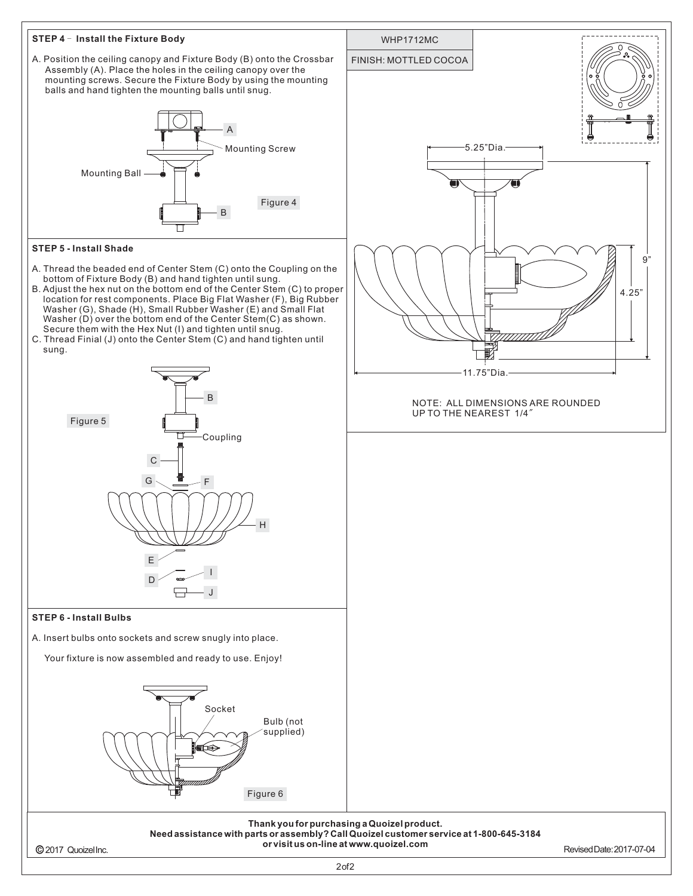### STEP 4 – Install the Fixture Body

A. Position the ceiling canopy and Fixture Body (B) onto the Crossbar Assembly (A). Place the holes in the ceiling canopy over the mounting screws. Secure the Fixture Body by using the mounting balls and hand tighten the mounting balls until snug.

A

Mounting Screw

Mounting Ball

B

Figure 4

### STEP 5 - Install Shade

A. Thread the beaded end of Center Stem (C) onto the Coupling on the bottom of Fixture Body (B) and hand tighten until sung.
B. Adjust the hex nut on the bottom end of the Center Stem (C) to proper location for rest components. Place Big Flat Washer (F), Big Rubber Washer (G), Shade (H), Small Rubber Washer (E) and Small Flat Washer (D) over the bottom end of the Center Stem(C) as shown. Secure them with the Hex Nut (I) and tighten until snug.
C. Thread Finial (J) onto the Center Stem (C) and hand tighten until sung.

Figure 5

B

Coupling

C

G

F

H

E

D

I

J

### STEP 6 - Install Bulbs

A. Insert bulbs onto sockets and screw snugly into place.

Your fixture is now assembled and ready to use. Enjoy!

Socket

Bulb (not supplied)

Figure 6

WHP1712MC

FINISH: MOTTLED COCOA

5.25"Dia.

9"

4.25"

11.75"Dia.

NOTE: ALL DIMENSIONS ARE ROUNDED UP TO THE NEAREST 1/4″

**Thank you for purchasing a Quoizel product.**
**Need assistance with parts or assembly? Call Quoizel customer service at 1-800-645-3184 or visit us on-line at www.quoizel.com**

© 2017 Quoizel Inc.

Revised Date: 2017-07-04